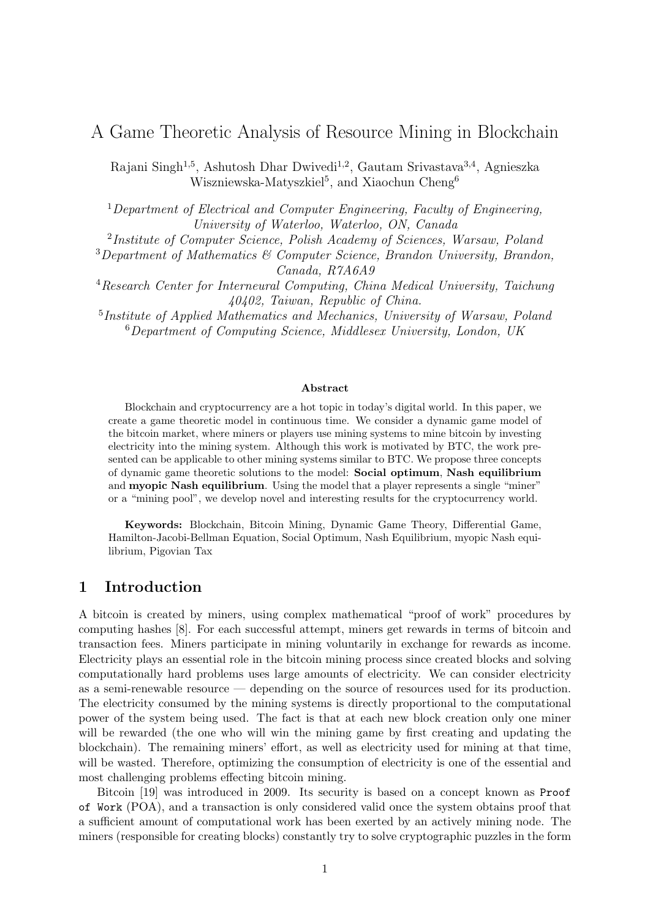# A Game Theoretic Analysis of Resource Mining in Blockchain

Rajani Singh[1,5], Ashutosh Dhar Dwivedi[1,2], Gautam Srivastava[3,4], Agnieszka Wiszniewska-Matyszkiel[5], and Xiaochun Cheng[6]

[1] *Department of Electrical and Computer Engineering, Faculty of Engineering, University of Waterloo, Waterloo, ON, Canada*
[2] *Institute of Computer Science, Polish Academy of Sciences, Warsaw, Poland*
[3] *Department of Mathematics & Computer Science, Brandon University, Brandon, Canada, R7A6A9*
[4] *Research Center for Interneural Computing, China Medical University, Taichung 40402, Taiwan, Republic of China.*
[5] *Institute of Applied Mathematics and Mechanics, University of Warsaw, Poland*
[6] *Department of Computing Science, Middlesex University, London, UK*

### Abstract

Blockchain and cryptocurrency are a hot topic in today's digital world. In this paper, we create a game theoretic model in continuous time. We consider a dynamic game model of the bitcoin market, where miners or players use mining systems to mine bitcoin by investing electricity into the mining system. Although this work is motivated by BTC, the work presented can be applicable to other mining systems similar to BTC. We propose three concepts of dynamic game theoretic solutions to the model: **Social optimum**, **Nash equilibrium** and **myopic Nash equilibrium**. Using the model that a player represents a single "miner" or a "mining pool", we develop novel and interesting results for the cryptocurrency world.

**Keywords:** Blockchain, Bitcoin Mining, Dynamic Game Theory, Differential Game, Hamilton-Jacobi-Bellman Equation, Social Optimum, Nash Equilibrium, myopic Nash equilibrium, Pigovian Tax

## 1 Introduction

A bitcoin is created by miners, using complex mathematical "proof of work" procedures by computing hashes [8]. For each successful attempt, miners get rewards in terms of bitcoin and transaction fees. Miners participate in mining voluntarily in exchange for rewards as income. Electricity plays an essential role in the bitcoin mining process since created blocks and solving computationally hard problems uses large amounts of electricity. We can consider electricity as a semi-renewable resource — depending on the source of resources used for its production. The electricity consumed by the mining systems is directly proportional to the computational power of the system being used. The fact is that at each new block creation only one miner will be rewarded (the one who will win the mining game by first creating and updating the blockchain). The remaining miners' effort, as well as electricity used for mining at that time, will be wasted. Therefore, optimizing the consumption of electricity is one of the essential and most challenging problems effecting bitcoin mining.

Bitcoin [19] was introduced in 2009. Its security is based on a concept known as `Proof of Work` (POA), and a transaction is only considered valid once the system obtains proof that a sufficient amount of computational work has been exerted by an actively mining node. The miners (responsible for creating blocks) constantly try to solve cryptographic puzzles in the form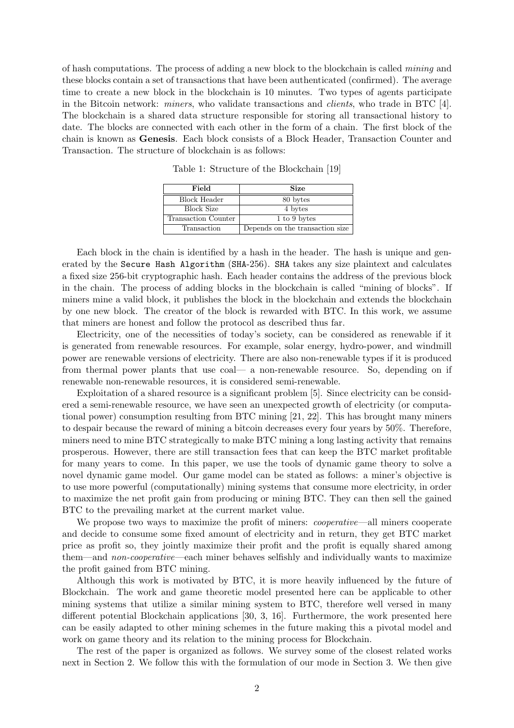of hash computations. The process of adding a new block to the blockchain is called *mining* and these blocks contain a set of transactions that have been authenticated (confirmed). The average time to create a new block in the blockchain is 10 minutes. Two types of agents participate in the Bitcoin network: *miners*, who validate transactions and *clients*, who trade in BTC [4]. The blockchain is a shared data structure responsible for storing all transactional history to date. The blocks are connected with each other in the form of a chain. The first block of the chain is known as **Genesis**. Each block consists of a Block Header, Transaction Counter and Transaction. The structure of blockchain is as follows:

Table 1: Structure of the Blockchain [19]

| Field | Size |
|---|---|
| Block Header | 80 bytes |
| Block Size | 4 bytes |
| Transaction Counter | 1 to 9 bytes |
| Transaction | Depends on the transaction size |

Each block in the chain is identified by a hash in the header. The hash is unique and generated by the `Secure Hash Algorithm` (`SHA`-256). `SHA` takes any size plaintext and calculates a fixed size 256-bit cryptographic hash. Each header contains the address of the previous block in the chain. The process of adding blocks in the blockchain is called "mining of blocks". If miners mine a valid block, it publishes the block in the blockchain and extends the blockchain by one new block. The creator of the block is rewarded with BTC. In this work, we assume that miners are honest and follow the protocol as described thus far.

Electricity, one of the necessities of today's society, can be considered as renewable if it is generated from renewable resources. For example, solar energy, hydro-power, and windmill power are renewable versions of electricity. There are also non-renewable types if it is produced from thermal power plants that use coal— a non-renewable resource. So, depending on if renewable non-renewable resources, it is considered semi-renewable.

Exploitation of a shared resource is a significant problem [5]. Since electricity can be considered a semi-renewable resource, we have seen an unexpected growth of electricity (or computational power) consumption resulting from BTC mining [21, 22]. This has brought many miners to despair because the reward of mining a bitcoin decreases every four years by 50%. Therefore, miners need to mine BTC strategically to make BTC mining a long lasting activity that remains prosperous. However, there are still transaction fees that can keep the BTC market profitable for many years to come. In this paper, we use the tools of dynamic game theory to solve a novel dynamic game model. Our game model can be stated as follows: a miner's objective is to use more powerful (computationally) mining systems that consume more electricity, in order to maximize the net profit gain from producing or mining BTC. They can then sell the gained BTC to the prevailing market at the current market value.

We propose two ways to maximize the profit of miners: *cooperative*—all miners cooperate and decide to consume some fixed amount of electricity and in return, they get BTC market price as profit so, they jointly maximize their profit and the profit is equally shared among them—and *non-cooperative*—each miner behaves selfishly and individually wants to maximize the profit gained from BTC mining.

Although this work is motivated by BTC, it is more heavily influenced by the future of Blockchain. The work and game theoretic model presented here can be applicable to other mining systems that utilize a similar mining system to BTC, therefore well versed in many different potential Blockchain applications [30, 3, 16]. Furthermore, the work presented here can be easily adapted to other mining schemes in the future making this a pivotal model and work on game theory and its relation to the mining process for Blockchain.

The rest of the paper is organized as follows. We survey some of the closest related works next in Section 2. We follow this with the formulation of our mode in Section 3. We then give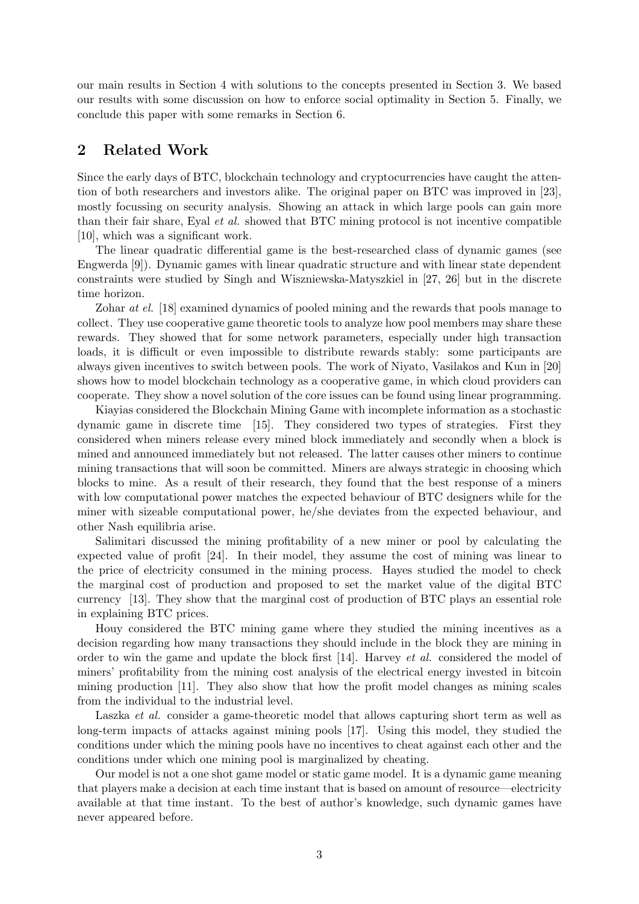our main results in Section 4 with solutions to the concepts presented in Section 3. We based our results with some discussion on how to enforce social optimality in Section 5. Finally, we conclude this paper with some remarks in Section 6.

## 2 Related Work

Since the early days of BTC, blockchain technology and cryptocurrencies have caught the attention of both researchers and investors alike. The original paper on BTC was improved in [23], mostly focussing on security analysis. Showing an attack in which large pools can gain more than their fair share, Eyal *et al.* showed that BTC mining protocol is not incentive compatible [10], which was a significant work.

The linear quadratic differential game is the best-researched class of dynamic games (see Engwerda [9]). Dynamic games with linear quadratic structure and with linear state dependent constraints were studied by Singh and Wiszniewska-Matyszkiel in [27, 26] but in the discrete time horizon.

Zohar *at el.* [18] examined dynamics of pooled mining and the rewards that pools manage to collect. They use cooperative game theoretic tools to analyze how pool members may share these rewards. They showed that for some network parameters, especially under high transaction loads, it is difficult or even impossible to distribute rewards stably: some participants are always given incentives to switch between pools. The work of Niyato, Vasilakos and Kun in [20] shows how to model blockchain technology as a cooperative game, in which cloud providers can cooperate. They show a novel solution of the core issues can be found using linear programming.

Kiayias considered the Blockchain Mining Game with incomplete information as a stochastic dynamic game in discrete time [15]. They considered two types of strategies. First they considered when miners release every mined block immediately and secondly when a block is mined and announced immediately but not released. The latter causes other miners to continue mining transactions that will soon be committed. Miners are always strategic in choosing which blocks to mine. As a result of their research, they found that the best response of a miners with low computational power matches the expected behaviour of BTC designers while for the miner with sizeable computational power, he/she deviates from the expected behaviour, and other Nash equilibria arise.

Salimitari discussed the mining profitability of a new miner or pool by calculating the expected value of profit [24]. In their model, they assume the cost of mining was linear to the price of electricity consumed in the mining process. Hayes studied the model to check the marginal cost of production and proposed to set the market value of the digital BTC currency [13]. They show that the marginal cost of production of BTC plays an essential role in explaining BTC prices.

Houy considered the BTC mining game where they studied the mining incentives as a decision regarding how many transactions they should include in the block they are mining in order to win the game and update the block first [14]. Harvey *et al.* considered the model of miners' profitability from the mining cost analysis of the electrical energy invested in bitcoin mining production [11]. They also show that how the profit model changes as mining scales from the individual to the industrial level.

Laszka *et al.* consider a game-theoretic model that allows capturing short term as well as long-term impacts of attacks against mining pools [17]. Using this model, they studied the conditions under which the mining pools have no incentives to cheat against each other and the conditions under which one mining pool is marginalized by cheating.

Our model is not a one shot game model or static game model. It is a dynamic game meaning that players make a decision at each time instant that is based on amount of resource—electricity available at that time instant. To the best of author's knowledge, such dynamic games have never appeared before.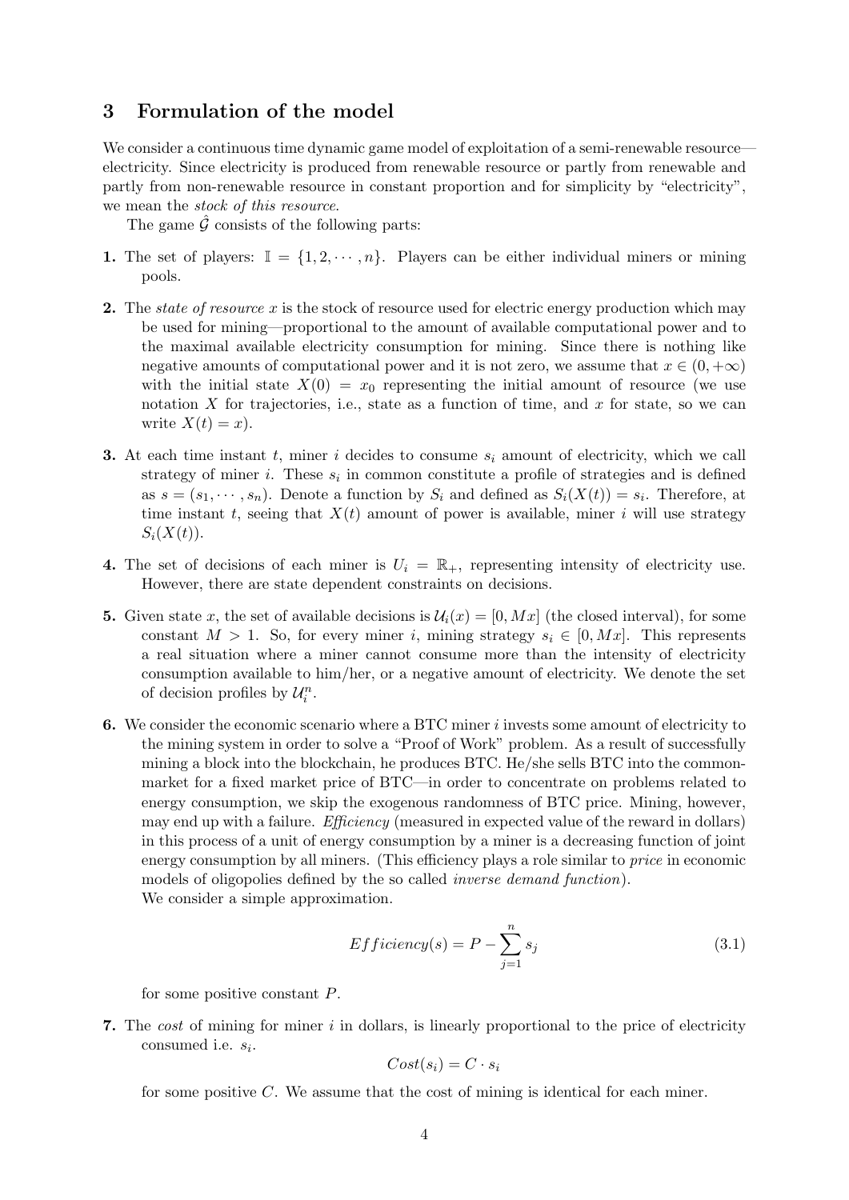## 3 Formulation of the model

We consider a continuous time dynamic game model of exploitation of a semi-renewable resource—electricity. Since electricity is produced from renewable resource or partly from renewable and partly from non-renewable resource in constant proportion and for simplicity by "electricity", we mean the *stock of this resource*.

The game $\hat{\mathcal{G}}$ consists of the following parts:

**1.** The set of players: $\mathbb{I} = \{1, 2, \cdots, n\}$. Players can be either individual miners or mining pools.

**2.** The *state of resource* $x$ is the stock of resource used for electric energy production which may be used for mining—proportional to the amount of available computational power and to the maximal available electricity consumption for mining. Since there is nothing like negative amounts of computational power and it is not zero, we assume that $x \in (0, +\infty)$ with the initial state $X(0) = x_0$ representing the initial amount of resource (we use notation $X$ for trajectories, i.e., state as a function of time, and $x$ for state, so we can write $X(t) = x$).

**3.** At each time instant $t$, miner $i$ decides to consume $s_i$ amount of electricity, which we call strategy of miner $i$. These $s_i$ in common constitute a profile of strategies and is defined as $s = (s_1, \cdots, s_n)$. Denote a function by $S_i$ and defined as $S_i(X(t)) = s_i$. Therefore, at time instant $t$, seeing that $X(t)$ amount of power is available, miner $i$ will use strategy $S_i(X(t))$.

**4.** The set of decisions of each miner is $U_i = \mathbb{R}_+$, representing intensity of electricity use. However, there are state dependent constraints on decisions.

**5.** Given state $x$, the set of available decisions is $\mathcal{U}_i(x) = [0, Mx]$ (the closed interval), for some constant $M > 1$. So, for every miner $i$, mining strategy $s_i \in [0, Mx]$. This represents a real situation where a miner cannot consume more than the intensity of electricity consumption available to him/her, or a negative amount of electricity. We denote the set of decision profiles by $\mathcal{U}_i^n$.

**6.** We consider the economic scenario where a BTC miner $i$ invests some amount of electricity to the mining system in order to solve a "Proof of Work" problem. As a result of successfully mining a block into the blockchain, he produces BTC. He/she sells BTC into the common-market for a fixed market price of BTC—in order to concentrate on problems related to energy consumption, we skip the exogenous randomness of BTC price. Mining, however, may end up with a failure. *Efficiency* (measured in expected value of the reward in dollars) in this process of a unit of energy consumption by a miner is a decreasing function of joint energy consumption by all miners. (This efficiency plays a role similar to *price* in economic models of oligopolies defined by the so called *inverse demand function*).
We consider a simple approximation.

$$Efficiency(s) = P - \sum_{j=1}^{n} s_j \tag{3.1}$$

for some positive constant $P$.

**7.** The *cost* of mining for miner $i$ in dollars, is linearly proportional to the price of electricity consumed i.e. $s_i$.

$$Cost(s_i) = C \cdot s_i$$

for some positive $C$. We assume that the cost of mining is identical for each miner.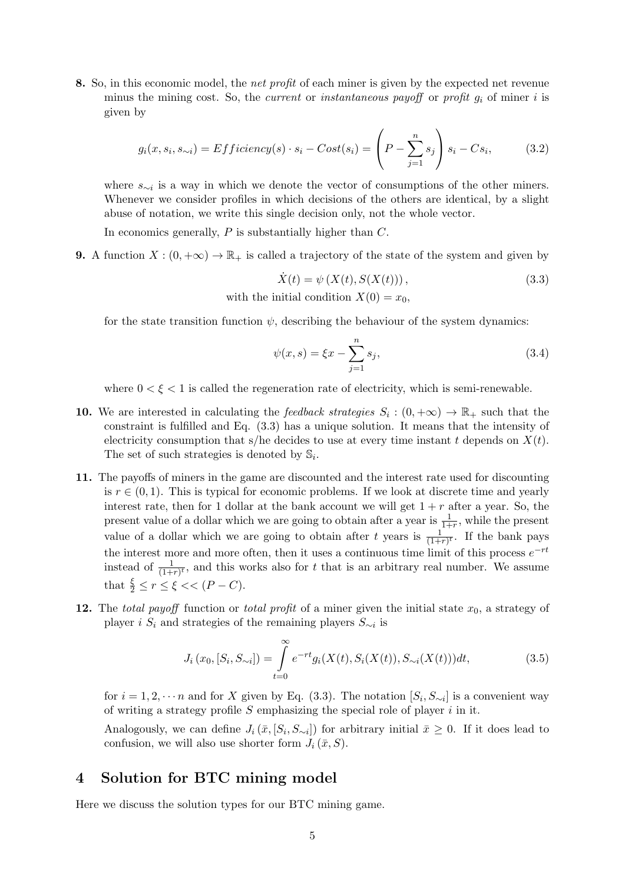**8.** So, in this economic model, the *net profit* of each miner is given by the expected net revenue minus the mining cost. So, the *current* or *instantaneous payoff* or *profit* $g_i$ of miner $i$ is given by

$$g_i(x, s_i, s_{\sim i}) = Efficiency(s) \cdot s_i - Cost(s_i) = \left( P - \sum_{j=1}^{n} s_j \right) s_i - Cs_i, \tag{3.2}$$

where $s_{\sim i}$ is a way in which we denote the vector of consumptions of the other miners. Whenever we consider profiles in which decisions of the others are identical, by a slight abuse of notation, we write this single decision only, not the whole vector.

In economics generally, $P$ is substantially higher than $C$.

**9.** A function $X : (0, +\infty) \to \mathbb{R}_+$ is called a trajectory of the state of the system and given by

$$\dot{X}(t) = \psi \left( X(t), S(X(t)) \right), \tag{3.3}$$

with the initial condition $X(0) = x_0$,

for the state transition function $\psi$, describing the behaviour of the system dynamics:

$$\psi(x, s) = \xi x - \sum_{j=1}^{n} s_j, \tag{3.4}$$

where $0 < \xi < 1$ is called the regeneration rate of electricity, which is semi-renewable.

**10.** We are interested in calculating the *feedback strategies* $S_i : (0, +\infty) \to \mathbb{R}_+$ such that the constraint is fulfilled and Eq. (3.3) has a unique solution. It means that the intensity of electricity consumption that s/he decides to use at every time instant $t$ depends on $X(t)$. The set of such strategies is denoted by $\mathbb{S}_i$.

**11.** The payoffs of miners in the game are discounted and the interest rate used for discounting is $r \in (0, 1)$. This is typical for economic problems. If we look at discrete time and yearly interest rate, then for 1 dollar at the bank account we will get $1 + r$ after a year. So, the present value of a dollar which we are going to obtain after a year is $\frac{1}{1+r}$, while the present value of a dollar which we are going to obtain after $t$ years is $\frac{1}{(1+r)^t}$. If the bank pays the interest more and more often, then it uses a continuous time limit of this process $e^{-rt}$ instead of $\frac{1}{(1+r)^t}$, and this works also for $t$ that is an arbitrary real number. We assume that $\frac{\xi}{2} \leq r \leq \xi << (P - C)$.

**12.** The *total payoff* function or *total profit* of a miner given the initial state $x_0$, a strategy of player $i$ $S_i$ and strategies of the remaining players $S_{\sim i}$ is

$$J_i \left( x_0, [S_i, S_{\sim i}] \right) = \int_{t=0}^{\infty} e^{-rt} g_i(X(t), S_i(X(t)), S_{\sim i}(X(t))) dt, \tag{3.5}$$

for $i = 1, 2, \cdots n$ and for $X$ given by Eq. (3.3). The notation $[S_i, S_{\sim i}]$ is a convenient way of writing a strategy profile $S$ emphasizing the special role of player $i$ in it.

Analogously, we can define $J_i \left( \bar{x}, [S_i, S_{\sim i}] \right)$ for arbitrary initial $\bar{x} \geq 0$. If it does lead to confusion, we will also use shorter form $J_i \left( \bar{x}, S \right)$.

# 4 Solution for BTC mining model

Here we discuss the solution types for our BTC mining game.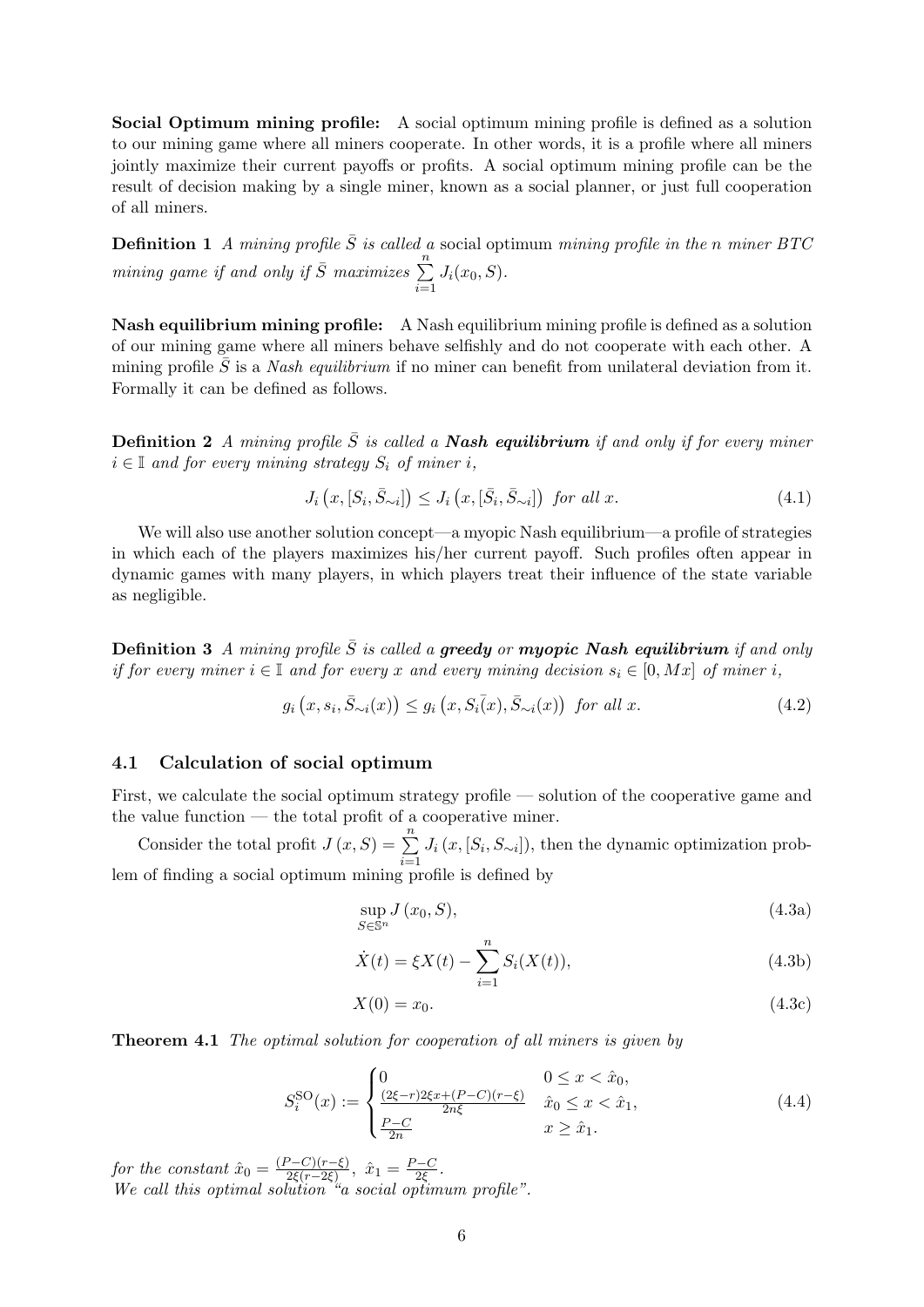**Social Optimum mining profile:** A social optimum mining profile is defined as a solution to our mining game where all miners cooperate. In other words, it is a profile where all miners jointly maximize their current payoffs or profits. A social optimum mining profile can be the result of decision making by a single miner, known as a social planner, or just full cooperation of all miners.

**Definition 1** *A mining profile $\bar{S}$ is called a* social optimum *mining profile in the n miner BTC mining game if and only if $\bar{S}$ maximizes $\sum_{i=1}^{n} J_i(x_0, S)$.*

**Nash equilibrium mining profile:** A Nash equilibrium mining profile is defined as a solution of our mining game where all miners behave selfishly and do not cooperate with each other. A mining profile $\bar{S}$ is a *Nash equilibrium* if no miner can benefit from unilateral deviation from it. Formally it can be defined as follows.

**Definition 2** *A mining profile $\bar{S}$ is called a **Nash equilibrium** if and only if for every miner $i \in \mathbb{I}$ and for every mining strategy $S_i$ of miner $i$,*

$$J_i\left(x, [S_i, \bar{S}_{\sim i}]\right) \leq J_i\left(x, [\bar{S}_i, \bar{S}_{\sim i}]\right) \text{ for all } x. \tag{4.1}$$

We will also use another solution concept—a myopic Nash equilibrium—a profile of strategies in which each of the players maximizes his/her current payoff. Such profiles often appear in dynamic games with many players, in which players treat their influence of the state variable as negligible.

**Definition 3** *A mining profile $\bar{S}$ is called a **greedy** or **myopic Nash equilibrium** if and only if for every miner $i \in \mathbb{I}$ and for every $x$ and every mining decision $s_i \in [0, Mx]$ of miner $i$,*

$$g_i\left(x, s_i, \bar{S}_{\sim i}(x)\right) \leq g_i\left(x, \bar{S_i}(x), \bar{S}_{\sim i}(x)\right) \text{ for all } x. \tag{4.2}$$

### 4.1 Calculation of social optimum

First, we calculate the social optimum strategy profile — solution of the cooperative game and the value function — the total profit of a cooperative miner.

Consider the total profit $J(x, S) = \sum_{i=1}^{n} J_i(x, [S_i, S_{\sim i}])$, then the dynamic optimization problem of finding a social optimum mining profile is defined by

$$\sup_{S \in \mathbb{S}^n} J(x_0, S), \tag{4.3a}$$

$$\dot{X}(t) = \xi X(t) - \sum_{i=1}^{n} S_i(X(t)), \tag{4.3b}$$

$$X(0) = x_0. \tag{4.3c}$$

**Theorem 4.1** *The optimal solution for cooperation of all miners is given by*

$$S_i^{\text{SO}}(x) := \begin{cases} 0 & 0 \leq x < \hat{x}_0, \\ \frac{(2\xi - r)2\xi x + (P-C)(r-\xi)}{2n\xi} & \hat{x}_0 \leq x < \hat{x}_1, \\ \frac{P-C}{2n} & x \geq \hat{x}_1. \end{cases} \tag{4.4}$$

*for the constant $\hat{x}_0 = \frac{(P-C)(r-\xi)}{2\xi(r-2\xi)}$, $\hat{x}_1 = \frac{P-C}{2\xi}$.*
*We call this optimal solution "a social optimum profile".*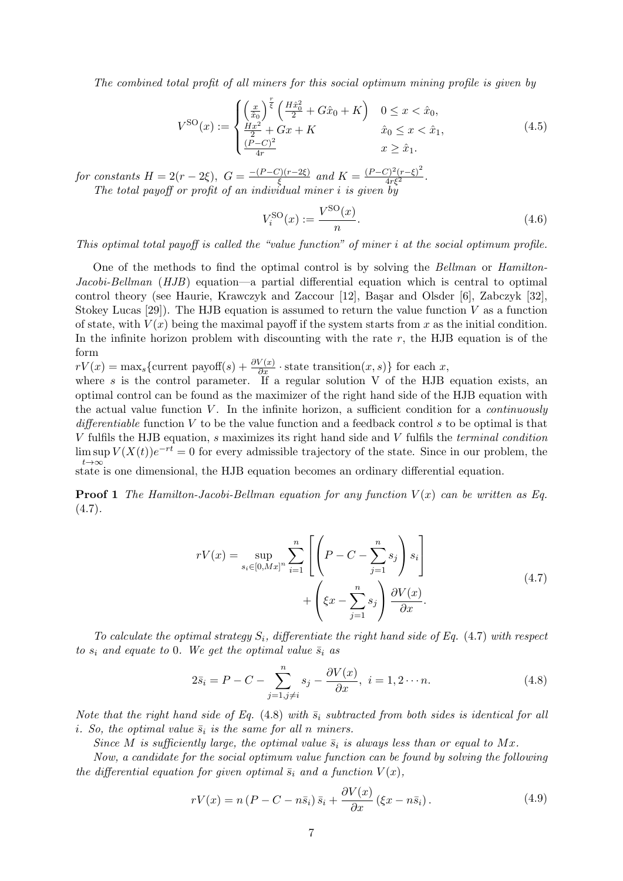*The combined total profit of all miners for this social optimum mining profile is given by*

$$V^{\mathrm{SO}}(x) := \begin{cases} \left(\frac{x}{\hat{x}_0}\right)^{\frac{r}{\xi}} \left(\frac{H\hat{x}_0^2}{2} + G\hat{x}_0 + K\right) & 0 \le x < \hat{x}_0, \\ \frac{Hx^2}{2} + Gx + K & \hat{x}_0 \le x < \hat{x}_1, \\ \frac{(P-C)^2}{4r} & x \ge \hat{x}_1. \end{cases} \tag{4.5}$$

*for constants* $H = 2(r - 2\xi)$, $G = \frac{-(P-C)(r-2\xi)}{\xi}$ *and* $K = \frac{(P-C)^2(r-\xi)^2}{4r\xi^2}$.

*The total payoff or profit of an individual miner i is given by*

$$V_i^{\mathrm{SO}}(x) := \frac{V^{\mathrm{SO}}(x)}{n}. \tag{4.6}$$

*This optimal total payoff is called the "value function" of miner i at the social optimum profile.*

One of the methods to find the optimal control is by solving the *Bellman* or *Hamilton-Jacobi-Bellman (HJB)* equation—a partial differential equation which is central to optimal control theory (see Haurie, Krawczyk and Zaccour [12], Başar and Olsder [6], Zabczyk [32], Stokey Lucas [29]). The HJB equation is assumed to return the value function $V$ as a function of state, with $V(x)$ being the maximal payoff if the system starts from $x$ as the initial condition. In the infinite horizon problem with discounting with the rate $r$, the HJB equation is of the form

$rV(x) = \max_s\{\text{current payoff}(s) + \frac{\partial V(x)}{\partial x} \cdot \text{state transition}(x, s)\}$ for each $x$,

where $s$ is the control parameter. If a regular solution V of the HJB equation exists, an optimal control can be found as the maximizer of the right hand side of the HJB equation with the actual value function $V$. In the infinite horizon, a sufficient condition for a *continuously differentiable* function $V$ to be the value function and a feedback control $s$ to be optimal is that $V$ fulfils the HJB equation, $s$ maximizes its right hand side and $V$ fulfils the *terminal condition* $\limsup_{t\to\infty} V(X(t))e^{-rt} = 0$ for every admissible trajectory of the state. Since in our problem, the state is one dimensional, the HJB equation becomes an ordinary differential equation.

**Proof 1** *The Hamilton-Jacobi-Bellman equation for any function $V(x)$ can be written as Eq. (4.7).*

$$\begin{aligned} rV(x) = \sup_{s_i \in [0, Mx]^n} \sum_{i=1}^{n} \left[ \left( P - C - \sum_{j=1}^{n} s_j \right) s_i \right] \\ + \left( \xi x - \sum_{j=1}^{n} s_j \right) \frac{\partial V(x)}{\partial x}. \end{aligned} \tag{4.7}$$

*To calculate the optimal strategy $S_i$, differentiate the right hand side of Eq. (4.7) with respect to $s_i$ and equate to 0. We get the optimal value $\bar{s}_i$ as*

$$2\bar{s}_i = P - C - \sum_{j=1, j\neq i}^{n} s_j - \frac{\partial V(x)}{\partial x}, \; i = 1, 2 \cdots n. \tag{4.8}$$

*Note that the right hand side of Eq. (4.8) with $\bar{s}_i$ subtracted from both sides is identical for all $i$. So, the optimal value $\bar{s}_i$ is the same for all $n$ miners.*

*Since $M$ is sufficiently large, the optimal value $\bar{s}_i$ is always less than or equal to $Mx$.*

*Now, a candidate for the social optimum value function can be found by solving the following the differential equation for given optimal $\bar{s}_i$ and a function $V(x)$,*

$$rV(x) = n\left(P - C - n\bar{s}_i\right)\bar{s}_i + \frac{\partial V(x)}{\partial x}\left(\xi x - n\bar{s}_i\right). \tag{4.9}$$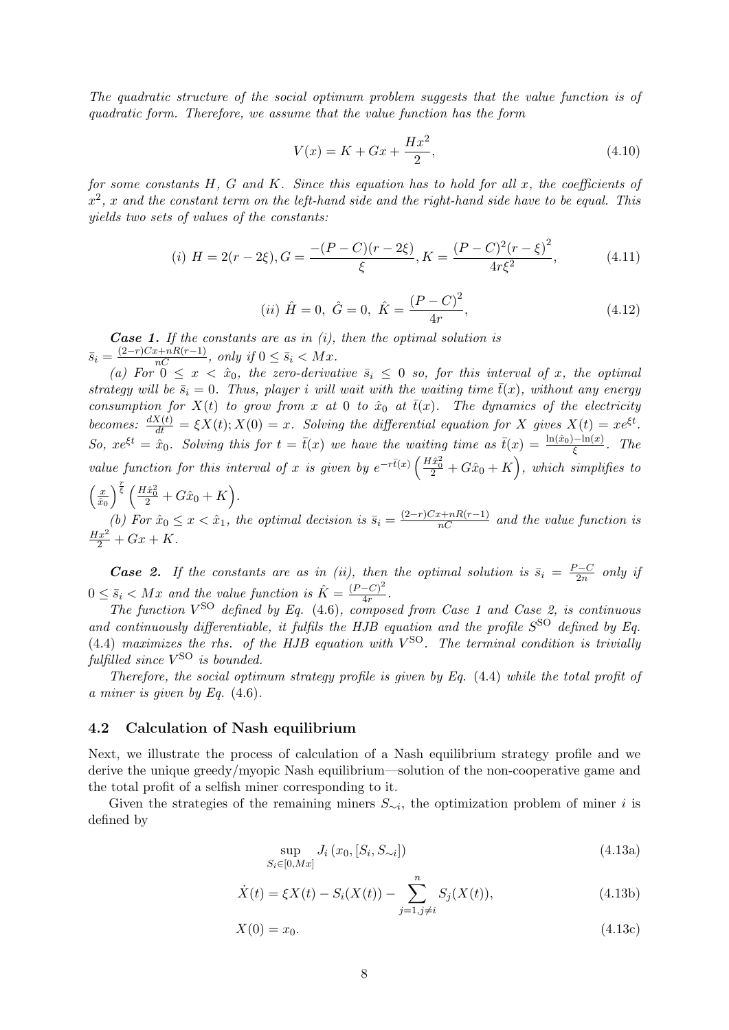*The quadratic structure of the social optimum problem suggests that the value function is of quadratic form. Therefore, we assume that the value function has the form*

$$V(x) = K + Gx + \frac{Hx^2}{2}, \tag{4.10}$$

*for some constants $H$, $G$ and $K$. Since this equation has to hold for all $x$, the coefficients of $x^2$, $x$ and the constant term on the left-hand side and the right-hand side have to be equal. This yields two sets of values of the constants:*

$$(i)\ H = 2(r - 2\xi), G = \frac{-(P - C)(r - 2\xi)}{\xi}, K = \frac{(P - C)^2(r - \xi)^2}{4r\xi^2}, \tag{4.11}$$

$$(ii)\ \hat{H} = 0,\ \hat{G} = 0,\ \hat{K} = \frac{(P - C)^2}{4r}, \tag{4.12}$$

***Case 1.*** *If the constants are as in (i), then the optimal solution is $\bar{s}_i = \frac{(2-r)Cx+nR(r-1)}{nC}$, only if $0 \leq \bar{s}_i < Mx$.*

*(a) For $0 \leq x < \hat{x}_0$, the zero-derivative $\bar{s}_i \leq 0$ so, for this interval of $x$, the optimal strategy will be $\bar{s}_i = 0$. Thus, player $i$ will wait with the waiting time $\bar{t}(x)$, without any energy consumption for $X(t)$ to grow from $x$ at 0 to $\hat{x}_0$ at $\bar{t}(x)$. The dynamics of the electricity becomes: $\frac{dX(t)}{dt} = \xi X(t); X(0) = x$. Solving the differential equation for $X$ gives $X(t) = xe^{\xi t}$. So, $xe^{\xi t} = \hat{x}_0$. Solving this for $t = \bar{t}(x)$ we have the waiting time as $\bar{t}(x) = \frac{\ln(\hat{x}_0) - \ln(x)}{\xi}$. The value function for this interval of $x$ is given by $e^{-r\bar{t}(x)}\left(\frac{H\hat{x}_0^2}{2} + G\hat{x}_0 + K\right)$, which simplifies to $\left(\frac{x}{\hat{x}_0}\right)^{\frac{r}{\xi}}\left(\frac{H\hat{x}_0^2}{2} + G\hat{x}_0 + K\right)$.*

*(b) For $\hat{x}_0 \leq x < \hat{x}_1$, the optimal decision is $\bar{s}_i = \frac{(2-r)Cx+nR(r-1)}{nC}$ and the value function is $\frac{Hx^2}{2} + Gx + K$.*

***Case 2.*** *If the constants are as in (ii), then the optimal solution is $\bar{s}_i = \frac{P-C}{2n}$ only if $0 \leq \bar{s}_i < Mx$ and the value function is $\hat{K} = \frac{(P-C)^2}{4r}$.*

*The function $V^{\text{SO}}$ defined by Eq. (4.6), composed from Case 1 and Case 2, is continuous and continuously differentiable, it fulfils the HJB equation and the profile $S^{\text{SO}}$ defined by Eq. (4.4) maximizes the rhs. of the HJB equation with $V^{\text{SO}}$. The terminal condition is trivially fulfilled since $V^{\text{SO}}$ is bounded.*

*Therefore, the social optimum strategy profile is given by Eq. (4.4) while the total profit of a miner is given by Eq. (4.6).*

## 4.2 Calculation of Nash equilibrium

Next, we illustrate the process of calculation of a Nash equilibrium strategy profile and we derive the unique greedy/myopic Nash equilibrium—solution of the non-cooperative game and the total profit of a selfish miner corresponding to it.

Given the strategies of the remaining miners $S_{\sim i}$, the optimization problem of miner $i$ is defined by

$$\sup_{S_i \in [0, Mx]} J_i\left(x_0, [S_i, S_{\sim i}]\right) \tag{4.13a}$$

$$\dot{X}(t) = \xi X(t) - S_i(X(t)) - \sum_{j=1, j \neq i}^{n} S_j(X(t)), \tag{4.13b}$$

$$X(0) = x_0. \tag{4.13c}$$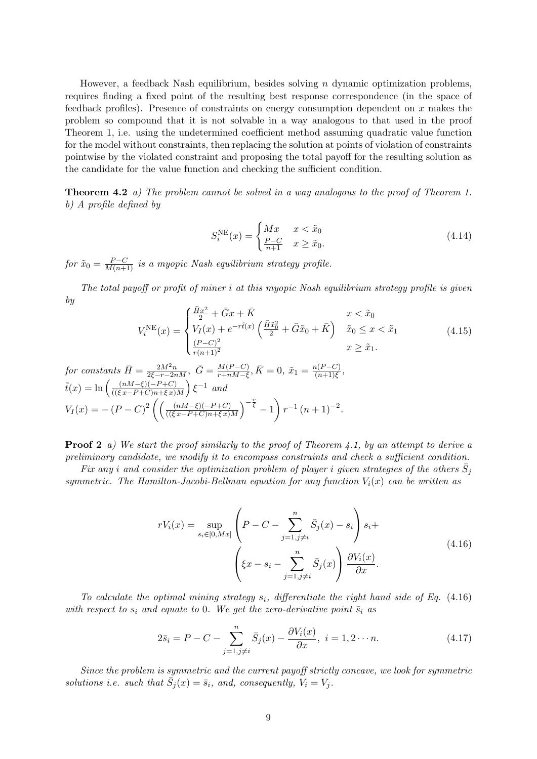However, a feedback Nash equilibrium, besides solving $n$ dynamic optimization problems, requires finding a fixed point of the resulting best response correspondence (in the space of feedback profiles). Presence of constraints on energy consumption dependent on $x$ makes the problem so compound that it is not solvable in a way analogous to that used in the proof Theorem 1, i.e. using the undetermined coefficient method assuming quadratic value function for the model without constraints, then replacing the solution at points of violation of constraints pointwise by the violated constraint and proposing the total payoff for the resulting solution as the candidate for the value function and checking the sufficient condition.

**Theorem 4.2** *a) The problem cannot be solved in a way analogous to the proof of Theorem 1.*
*b) A profile defined by*

$$S_i^{\mathrm{NE}}(x) = \begin{cases} Mx & x < \tilde{x}_0 \\ \frac{P-C}{n+1} & x \geq \tilde{x}_0. \end{cases} \tag{4.14}$$

*for* $\tilde{x}_0 = \frac{P-C}{M(n+1)}$ *is a myopic Nash equilibrium strategy profile.*

*The total payoff or profit of miner $i$ at this myopic Nash equilibrium strategy profile is given by*

$$V_i^{\mathrm{NE}}(x) = \begin{cases} \frac{\bar{H}x^2}{2} + \bar{G}x + \bar{K} & x < \tilde{x}_0 \\ V_I(x) + e^{-r\tilde{t}(x)}\left(\frac{\bar{H}\tilde{x}_0^2}{2} + \bar{G}\tilde{x}_0 + \bar{K}\right) & \tilde{x}_0 \leq x < \tilde{x}_1 \\ \frac{(P-C)^2}{r(n+1)^2} & x \geq \tilde{x}_1. \end{cases} \tag{4.15}$$

*for constants* $\bar{H} = \frac{2M^2 n}{2\xi - r - 2nM}$, $\bar{G} = \frac{M(P-C)}{r+nM-\xi}$, $\bar{K} = 0$, $\tilde{x}_1 = \frac{n(P-C)}{(n+1)\xi}$,
$\tilde{t}(x) = \ln\left(\frac{(nM-\xi)(-P+C)}{((\xi\, x - P + C)n + \xi\, x)M}\right)\xi^{-1}$ *and*
$V_I(x) = -\left(P-C\right)^2\left(\left(\frac{(nM-\xi)(-P+C)}{((\xi\, x - P + C)n + \xi\, x)M}\right)^{-\frac{r}{\xi}} - 1\right)r^{-1}\left(n+1\right)^{-2}.$

**Proof 2** *a) We start the proof similarly to the proof of Theorem 4.1, by an attempt to derive a preliminary candidate, we modify it to encompass constraints and check a sufficient condition.*

*Fix any $i$ and consider the optimization problem of player $i$ given strategies of the others $\bar{S}_j$ symmetric. The Hamilton-Jacobi-Bellman equation for any function $V_i(x)$ can be written as*

$$\begin{aligned} rV_i(x) = \sup_{s_i \in [0, Mx]} &\left(P - C - \sum_{j=1, j\neq i}^{n} \bar{S}_j(x) - s_i\right) s_i + \\ &\left(\xi x - s_i - \sum_{j=1, j\neq i}^{n} \bar{S}_j(x)\right) \frac{\partial V_i(x)}{\partial x}. \end{aligned} \tag{4.16}$$

*To calculate the optimal mining strategy $s_i$, differentiate the right hand side of Eq. (4.16) with respect to $s_i$ and equate to 0. We get the zero-derivative point $\bar{s}_i$ as*

$$2\bar{s}_i = P - C - \sum_{j=1, j\neq i}^{n} \bar{S}_j(x) - \frac{\partial V_i(x)}{\partial x}, \;\; i = 1, 2 \cdots n. \tag{4.17}$$

*Since the problem is symmetric and the current payoff strictly concave, we look for symmetric solutions i.e. such that $\bar{S}_j(x) = \bar{s}_i$, and, consequently, $V_i = V_j$.*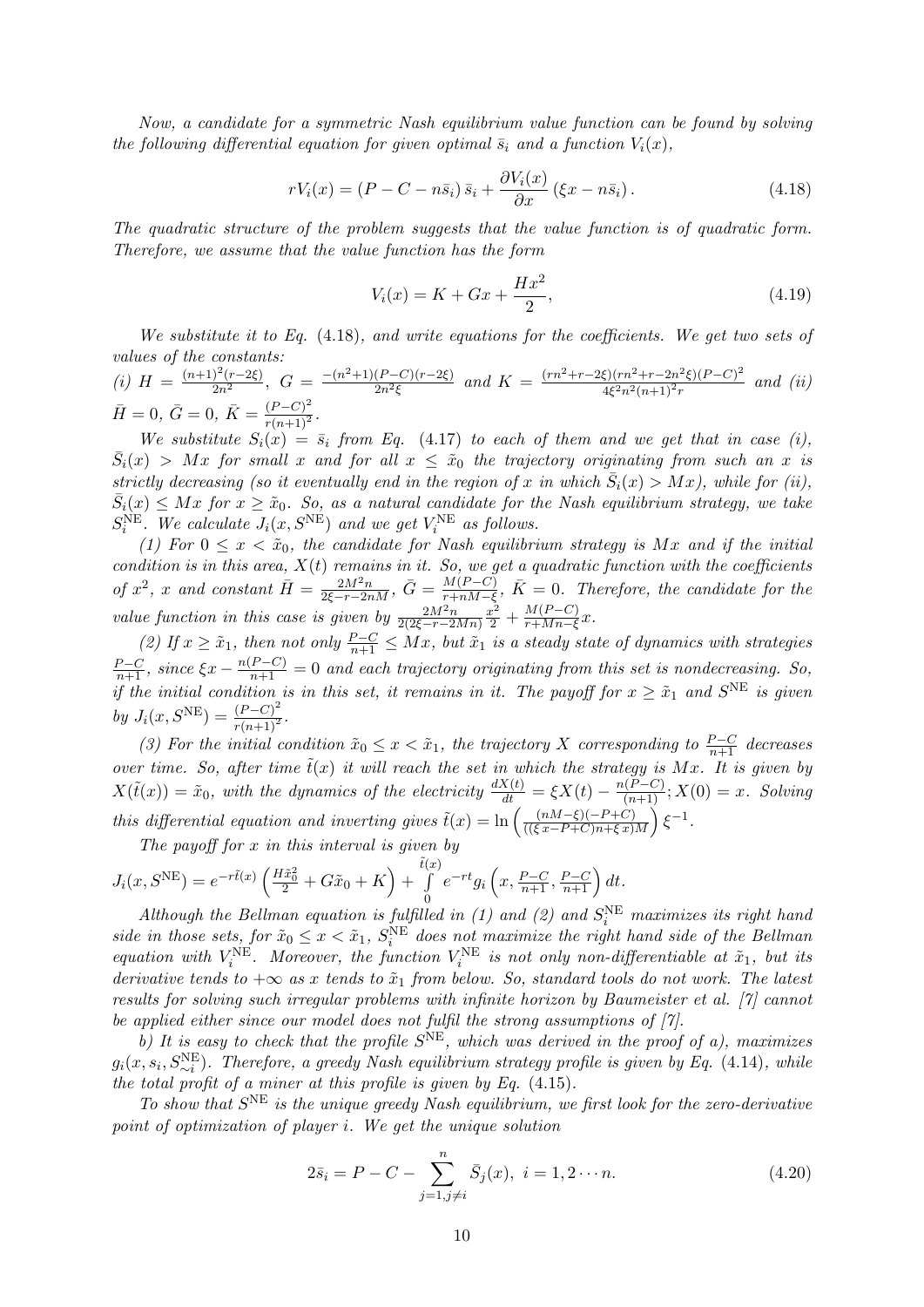*Now, a candidate for a symmetric Nash equilibrium value function can be found by solving the following differential equation for given optimal $\bar{s}_i$ and a function $V_i(x)$,*

$$rV_i(x) = (P - C - n\bar{s}_i)\,\bar{s}_i + \frac{\partial V_i(x)}{\partial x}\,(\xi x - n\bar{s}_i)\,. \tag{4.18}$$

*The quadratic structure of the problem suggests that the value function is of quadratic form. Therefore, we assume that the value function has the form*

$$V_i(x) = K + Gx + \frac{Hx^2}{2}, \tag{4.19}$$

*We substitute it to Eq. (4.18), and write equations for the coefficients. We get two sets of values of the constants:*
*(i)* $H = \frac{(n+1)^2(r-2\xi)}{2n^2}$, $G = \frac{-(n^2+1)(P-C)(r-2\xi)}{2n^2\xi}$ *and* $K = \frac{(rn^2+r-2\xi)(rn^2+r-2n^2\xi)(P-C)^2}{4\xi^2 n^2 (n+1)^2 r}$ *and (ii)* $\bar{H} = 0$, $\bar{G} = 0$, $\bar{K} = \frac{(P-C)^2}{r(n+1)^2}$.

*We substitute $S_i(x) = \bar{s}_i$ from Eq. (4.17) to each of them and we get that in case (i), $\bar{S}_i(x) > Mx$ for small $x$ and for all $x \le \tilde{x}_0$ the trajectory originating from such an $x$ is strictly decreasing (so it eventually end in the region of $x$ in which $\bar{S}_i(x) > Mx$), while for (ii), $\bar{S}_i(x) \le Mx$ for $x \ge \tilde{x}_0$. So, as a natural candidate for the Nash equilibrium strategy, we take $S_i^{\mathrm{NE}}$. We calculate $J_i(x, S^{\mathrm{NE}})$ and we get $V_i^{\mathrm{NE}}$ as follows.*

*(1) For $0 \le x < \tilde{x}_0$, the candidate for Nash equilibrium strategy is $Mx$ and if the initial condition is in this area, $X(t)$ remains in it. So, we get a quadratic function with the coefficients of $x^2$, $x$ and constant $\bar{H} = \frac{2M^2 n}{2\xi - r - 2nM}$, $\bar{G} = \frac{M(P-C)}{r+nM-\xi}$, $\bar{K} = 0$. Therefore, the candidate for the value function in this case is given by $\frac{2M^2 n}{2(2\xi - r - 2Mn)}\frac{x^2}{2} + \frac{M(P-C)}{r+Mn-\xi}x$.*

*(2) If $x \ge \tilde{x}_1$, then not only $\frac{P-C}{n+1} \le Mx$, but $\tilde{x}_1$ is a steady state of dynamics with strategies $\frac{P-C}{n+1}$, since $\xi x - \frac{n(P-C)}{n+1} = 0$ and each trajectory originating from this set is nondecreasing. So, if the initial condition is in this set, it remains in it. The payoff for $x \ge \tilde{x}_1$ and $S^{\mathrm{NE}}$ is given by $J_i(x, S^{\mathrm{NE}}) = \frac{(P-C)^2}{r(n+1)^2}$.*

*(3) For the initial condition $\tilde{x}_0 \le x < \tilde{x}_1$, the trajectory $X$ corresponding to $\frac{P-C}{n+1}$ decreases over time. So, after time $\tilde{t}(x)$ it will reach the set in which the strategy is $Mx$. It is given by $X(\tilde{t}(x)) = \tilde{x}_0$, with the dynamics of the electricity $\frac{dX(t)}{dt} = \xi X(t) - \frac{n(P-C)}{(n+1)}; X(0) = x$. Solving this differential equation and inverting gives $\tilde{t}(x) = \ln\left(\frac{(nM-\xi)(-P+C)}{((\xi x - P + C)n + \xi x)M}\right)\xi^{-1}$.*

*The payoff for $x$ in this interval is given by*

$J_i(x, S^{\mathrm{NE}}) = e^{-r\tilde{t}(x)}\left(\frac{H\tilde{x}_0^2}{2} + G\tilde{x}_0 + K\right) + \int\limits_0^{\tilde{t}(x)} e^{-rt} g_i\left(x, \frac{P-C}{n+1}, \frac{P-C}{n+1}\right) dt.$

*Although the Bellman equation is fulfilled in (1) and (2) and $S_i^{\mathrm{NE}}$ maximizes its right hand side in those sets, for $\tilde{x}_0 \le x < \tilde{x}_1$, $S_i^{\mathrm{NE}}$ does not maximize the right hand side of the Bellman equation with $V_i^{\mathrm{NE}}$. Moreover, the function $V_i^{\mathrm{NE}}$ is not only non-differentiable at $\tilde{x}_1$, but its derivative tends to $+\infty$ as $x$ tends to $\tilde{x}_1$ from below. So, standard tools do not work. The latest results for solving such irregular problems with infinite horizon by Baumeister et al. [7] cannot be applied either since our model does not fulfil the strong assumptions of [7].*

*b) It is easy to check that the profile $S^{\mathrm{NE}}$, which was derived in the proof of a), maximizes $g_i(x, s_i, S_{\sim i}^{\mathrm{NE}})$. Therefore, a greedy Nash equilibrium strategy profile is given by Eq. (4.14), while the total profit of a miner at this profile is given by Eq. (4.15).*

*To show that $S^{\mathrm{NE}}$ is the unique greedy Nash equilibrium, we first look for the zero-derivative point of optimization of player $i$. We get the unique solution*

$$2\bar{s}_i = P - C - \sum_{j=1, j\neq i}^{n} \bar{S}_j(x),\ i = 1, 2\cdots n. \tag{4.20}$$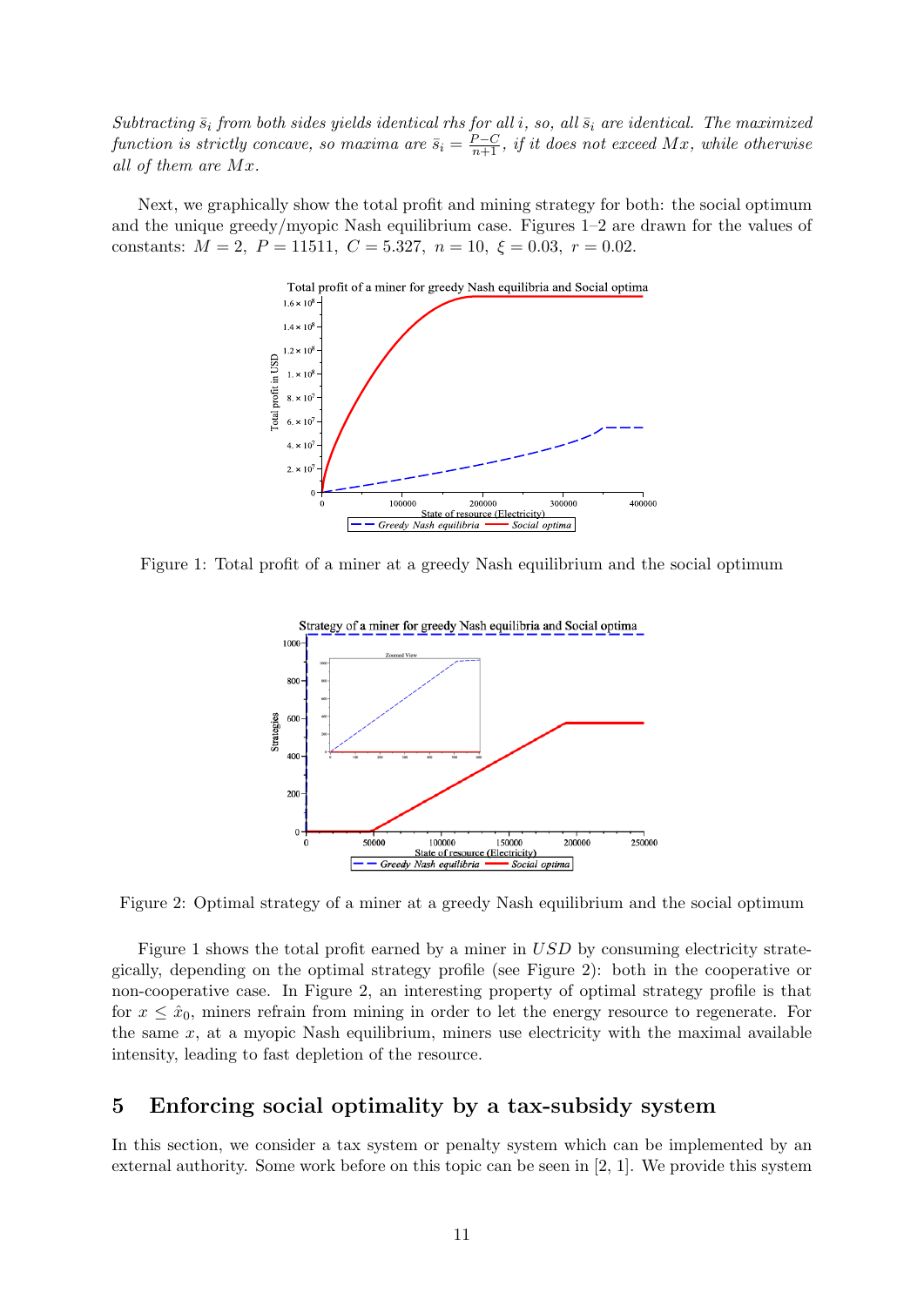*Subtracting $\bar{s}_i$ from both sides yields identical rhs for all $i$, so, all $\bar{s}_i$ are identical. The maximized function is strictly concave, so maxima are $\bar{s}_i = \frac{P-C}{n+1}$, if it does not exceed $Mx$, while otherwise all of them are $Mx$.*

Next, we graphically show the total profit and mining strategy for both: the social optimum and the unique greedy/myopic Nash equilibrium case. Figures 1–2 are drawn for the values of constants: $M = 2$, $P = 11511$, $C = 5.327$, $n = 10$, $\xi = 0.03$, $r = 0.02$.

Figure 1: Total profit of a miner at a greedy Nash equilibrium and the social optimum

Figure 2: Optimal strategy of a miner at a greedy Nash equilibrium and the social optimum

Figure 1 shows the total profit earned by a miner in $USD$ by consuming electricity strategically, depending on the optimal strategy profile (see Figure 2): both in the cooperative or non-cooperative case. In Figure 2, an interesting property of optimal strategy profile is that for $x \leq \hat{x}_0$, miners refrain from mining in order to let the energy resource to regenerate. For the same $x$, at a myopic Nash equilibrium, miners use electricity with the maximal available intensity, leading to fast depletion of the resource.

## 5 Enforcing social optimality by a tax-subsidy system

In this section, we consider a tax system or penalty system which can be implemented by an external authority. Some work before on this topic can be seen in [2, 1]. We provide this system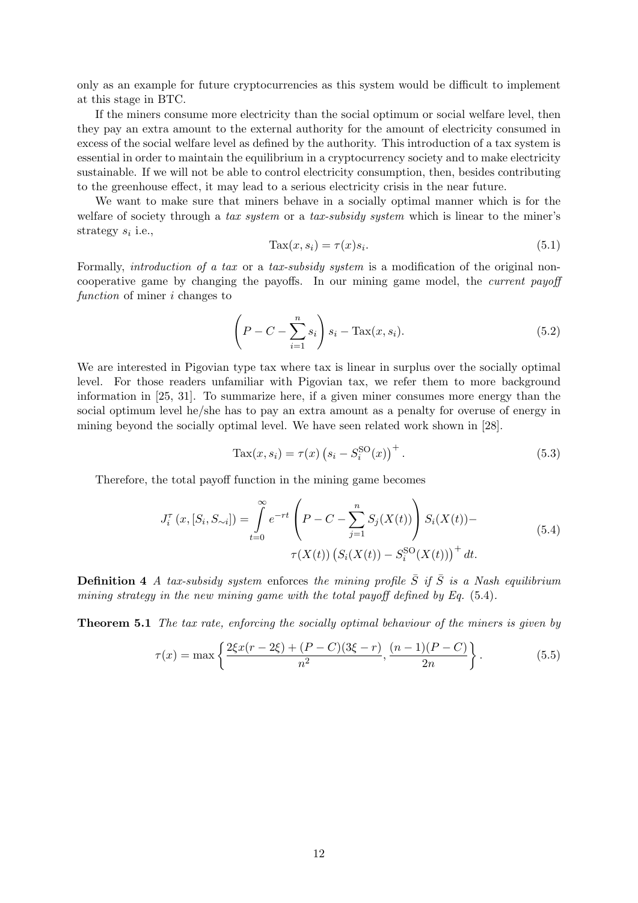only as an example for future cryptocurrencies as this system would be difficult to implement at this stage in BTC.

If the miners consume more electricity than the social optimum or social welfare level, then they pay an extra amount to the external authority for the amount of electricity consumed in excess of the social welfare level as defined by the authority. This introduction of a tax system is essential in order to maintain the equilibrium in a cryptocurrency society and to make electricity sustainable. If we will not be able to control electricity consumption, then, besides contributing to the greenhouse effect, it may lead to a serious electricity crisis in the near future.

We want to make sure that miners behave in a socially optimal manner which is for the welfare of society through a *tax system* or a *tax-subsidy system* which is linear to the miner's strategy $s_i$ i.e.,

$$\mathrm{Tax}(x, s_i) = \tau(x)s_i. \tag{5.1}$$

Formally, *introduction of a tax* or a *tax-subsidy system* is a modification of the original non-cooperative game by changing the payoffs. In our mining game model, the *current payoff function* of miner $i$ changes to

$$\left(P - C - \sum_{i=1}^{n} s_i\right) s_i - \mathrm{Tax}(x, s_i). \tag{5.2}$$

We are interested in Pigovian type tax where tax is linear in surplus over the socially optimal level. For those readers unfamiliar with Pigovian tax, we refer them to more background information in [25, 31]. To summarize here, if a given miner consumes more energy than the social optimum level he/she has to pay an extra amount as a penalty for overuse of energy in mining beyond the socially optimal level. We have seen related work shown in [28].

$$\mathrm{Tax}(x, s_i) = \tau(x)\left(s_i - S_i^{\mathrm{SO}}(x)\right)^+. \tag{5.3}$$

Therefore, the total payoff function in the mining game becomes

$$J_i^\tau\left(x, [S_i, S_{\sim i}]\right) = \int_{t=0}^{\infty} e^{-rt}\left(P - C - \sum_{j=1}^{n} S_j(X(t))\right) S_i(X(t)) - \tau(X(t))\left(S_i(X(t)) - S_i^{\mathrm{SO}}(X(t))\right)^+ dt. \tag{5.4}$$

**Definition 4** *A tax-subsidy system enforces the mining profile $\bar{S}$ if $\bar{S}$ is a Nash equilibrium mining strategy in the new mining game with the total payoff defined by Eq.* (5.4).

**Theorem 5.1** *The tax rate, enforcing the socially optimal behaviour of the miners is given by*

$$\tau(x) = \max\left\{\frac{2\xi x(r - 2\xi) + (P - C)(3\xi - r)}{n^2}, \frac{(n-1)(P - C)}{2n}\right\}. \tag{5.5}$$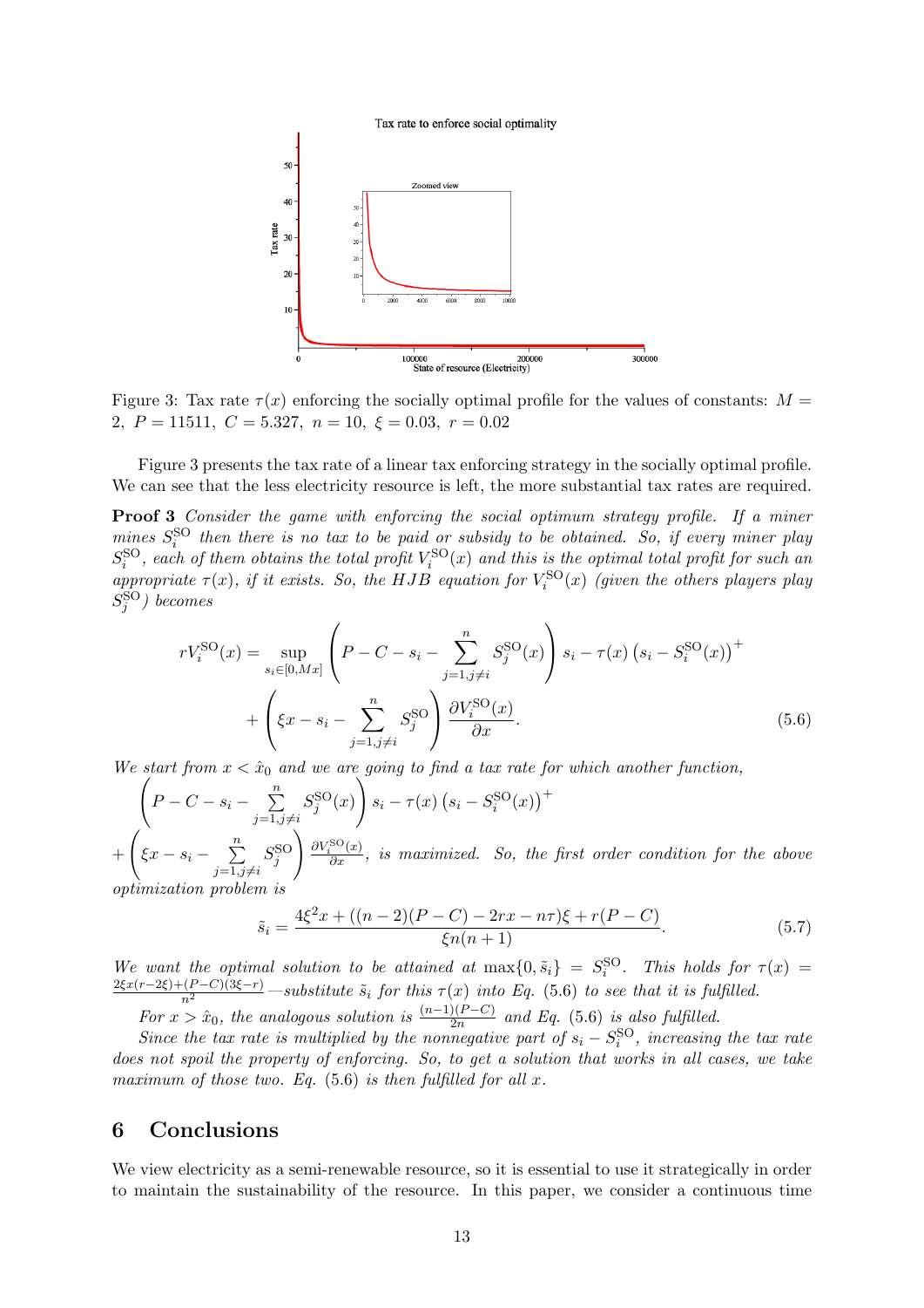Figure 3: Tax rate $\tau(x)$ enforcing the socially optimal profile for the values of constants: $M = 2,\ P = 11511,\ C = 5.327,\ n = 10,\ \xi = 0.03,\ r = 0.02$

Figure 3 presents the tax rate of a linear tax enforcing strategy in the socially optimal profile. We can see that the less electricity resource is left, the more substantial tax rates are required.

**Proof 3** *Consider the game with enforcing the social optimum strategy profile. If a miner mines $S_i^{\mathrm{SO}}$ then there is no tax to be paid or subsidy to be obtained. So, if every miner play $S_i^{\mathrm{SO}}$, each of them obtains the total profit $V_i^{\mathrm{SO}}(x)$ and this is the optimal total profit for such an appropriate $\tau(x)$, if it exists. So, the HJB equation for $V_i^{\mathrm{SO}}(x)$ (given the others players play $S_j^{\mathrm{SO}}$) becomes*

$$
rV_i^{\mathrm{SO}}(x) = \sup_{s_i \in [0, Mx]} \left( P - C - s_i - \sum_{j=1, j\neq i}^{n} S_j^{\mathrm{SO}}(x) \right) s_i - \tau(x) \left( s_i - S_i^{\mathrm{SO}}(x) \right)^+
+ \left( \xi x - s_i - \sum_{j=1, j\neq i}^{n} S_j^{\mathrm{SO}} \right) \frac{\partial V_i^{\mathrm{SO}}(x)}{\partial x}. \tag{5.6}
$$

*We start from $x < \hat{x}_0$ and we are going to find a tax rate for which another function,* $\left( P - C - s_i - \sum_{j=1, j\neq i}^{n} S_j^{\mathrm{SO}}(x) \right) s_i - \tau(x) \left( s_i - S_i^{\mathrm{SO}}(x) \right)^+ + \left( \xi x - s_i - \sum_{j=1, j\neq i}^{n} S_j^{\mathrm{SO}} \right) \frac{\partial V_i^{\mathrm{SO}}(x)}{\partial x}$*, is maximized. So, the first order condition for the above optimization problem is*

$$
\tilde{s}_i = \frac{4\xi^2 x + ((n-2)(P-C) - 2rx - n\tau)\xi + r(P-C)}{\xi n(n+1)}. \tag{5.7}
$$

*We want the optimal solution to be attained at $\max\{0, \tilde{s}_i\} = S_i^{\mathrm{SO}}$. This holds for $\tau(x) = \frac{2\xi x(r-2\xi)+(P-C)(3\xi - r)}{n^2}$—substitute $\tilde{s}_i$ for this $\tau(x)$ into Eq. (5.6) to see that it is fulfilled.*

*For $x > \hat{x}_0$, the analogous solution is $\frac{(n-1)(P-C)}{2n}$ and Eq. (5.6) is also fulfilled.*

*Since the tax rate is multiplied by the nonnegative part of $s_i - S_i^{\mathrm{SO}}$, increasing the tax rate does not spoil the property of enforcing. So, to get a solution that works in all cases, we take maximum of those two. Eq. (5.6) is then fulfilled for all $x$.*

## 6 Conclusions

We view electricity as a semi-renewable resource, so it is essential to use it strategically in order to maintain the sustainability of the resource. In this paper, we consider a continuous time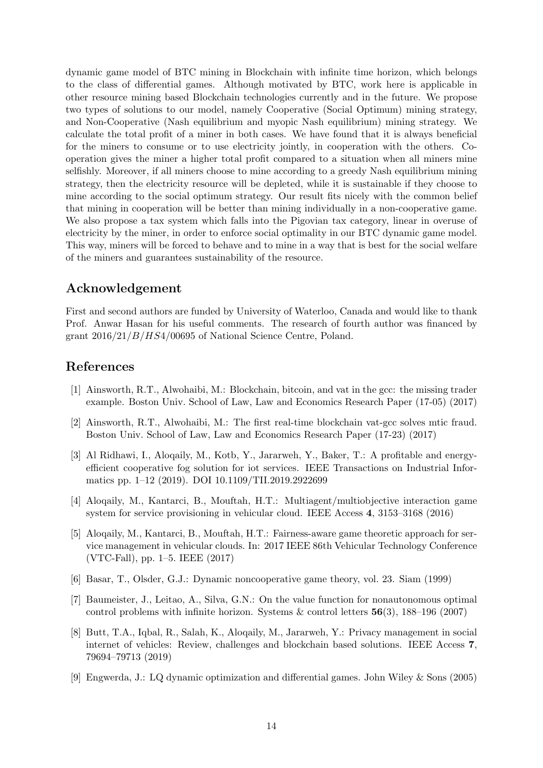dynamic game model of BTC mining in Blockchain with infinite time horizon, which belongs to the class of differential games. Although motivated by BTC, work here is applicable in other resource mining based Blockchain technologies currently and in the future. We propose two types of solutions to our model, namely Cooperative (Social Optimum) mining strategy, and Non-Cooperative (Nash equilibrium and myopic Nash equilibrium) mining strategy. We calculate the total profit of a miner in both cases. We have found that it is always beneficial for the miners to consume or to use electricity jointly, in cooperation with the others. Cooperation gives the miner a higher total profit compared to a situation when all miners mine selfishly. Moreover, if all miners choose to mine according to a greedy Nash equilibrium mining strategy, then the electricity resource will be depleted, while it is sustainable if they choose to mine according to the social optimum strategy. Our result fits nicely with the common belief that mining in cooperation will be better than mining individually in a non-cooperative game. We also propose a tax system which falls into the Pigovian tax category, linear in overuse of electricity by the miner, in order to enforce social optimality in our BTC dynamic game model. This way, miners will be forced to behave and to mine in a way that is best for the social welfare of the miners and guarantees sustainability of the resource.

## Acknowledgement

First and second authors are funded by University of Waterloo, Canada and would like to thank Prof. Anwar Hasan for his useful comments. The research of fourth author was financed by grant $2016/21/B/HS4/00695$ of National Science Centre, Poland.

## References

[1] Ainsworth, R.T., Alwohaibi, M.: Blockchain, bitcoin, and vat in the gcc: the missing trader example. Boston Univ. School of Law, Law and Economics Research Paper (17-05) (2017)

[2] Ainsworth, R.T., Alwohaibi, M.: The first real-time blockchain vat-gcc solves mtic fraud. Boston Univ. School of Law, Law and Economics Research Paper (17-23) (2017)

[3] Al Ridhawi, I., Aloqaily, M., Kotb, Y., Jararweh, Y., Baker, T.: A profitable and energy-efficient cooperative fog solution for iot services. IEEE Transactions on Industrial Informatics pp. 1–12 (2019). DOI 10.1109/TII.2019.2922699

[4] Aloqaily, M., Kantarci, B., Mouftah, H.T.: Multiagent/multiobjective interaction game system for service provisioning in vehicular cloud. IEEE Access **4**, 3153–3168 (2016)

[5] Aloqaily, M., Kantarci, B., Mouftah, H.T.: Fairness-aware game theoretic approach for service management in vehicular clouds. In: 2017 IEEE 86th Vehicular Technology Conference (VTC-Fall), pp. 1–5. IEEE (2017)

[6] Basar, T., Olsder, G.J.: Dynamic noncooperative game theory, vol. 23. Siam (1999)

[7] Baumeister, J., Leitao, A., Silva, G.N.: On the value function for nonautonomous optimal control problems with infinite horizon. Systems & control letters **56**(3), 188–196 (2007)

[8] Butt, T.A., Iqbal, R., Salah, K., Aloqaily, M., Jararweh, Y.: Privacy management in social internet of vehicles: Review, challenges and blockchain based solutions. IEEE Access **7**, 79694–79713 (2019)

[9] Engwerda, J.: LQ dynamic optimization and differential games. John Wiley & Sons (2005)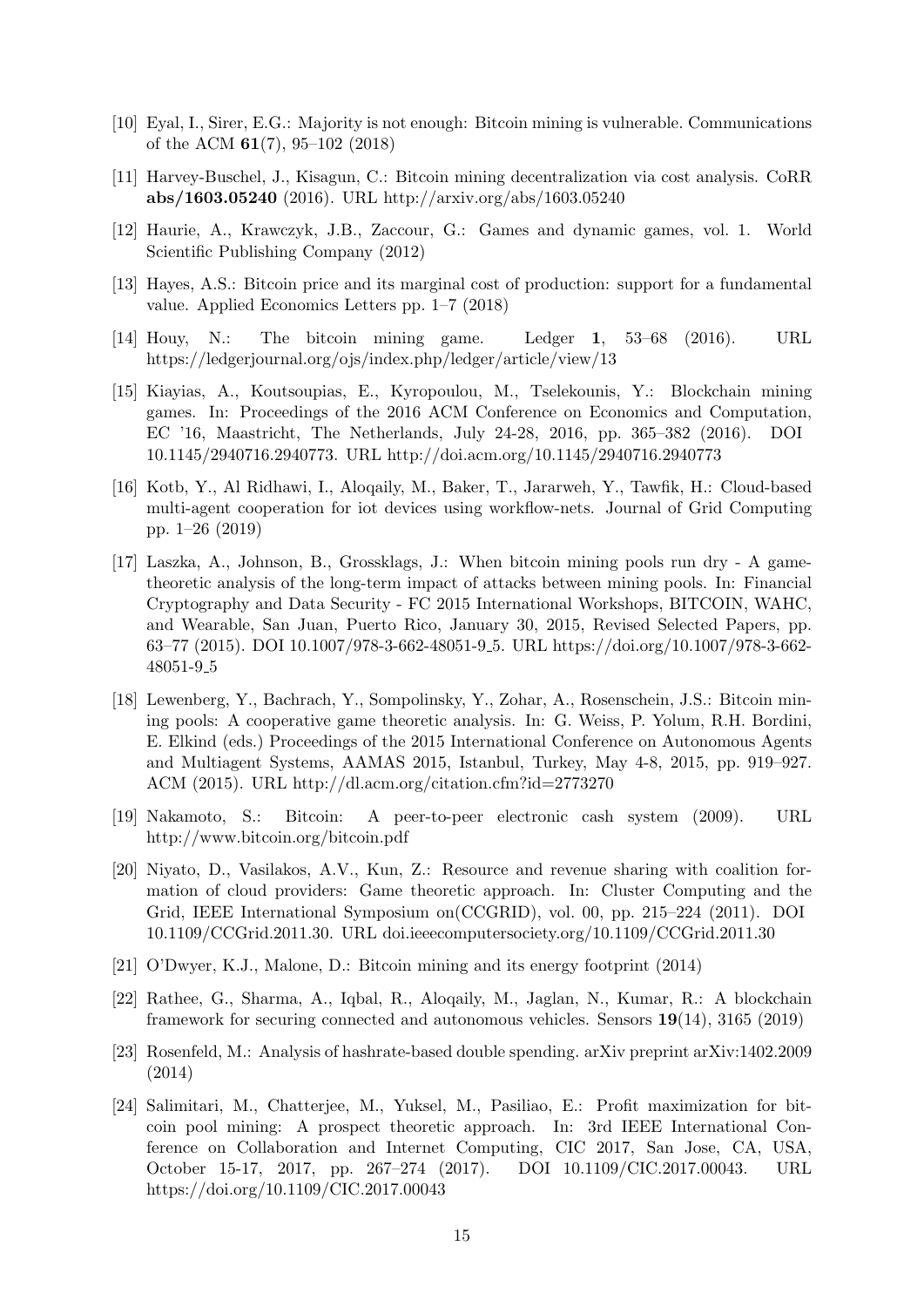[10] Eyal, I., Sirer, E.G.: Majority is not enough: Bitcoin mining is vulnerable. Communications of the ACM **61**(7), 95–102 (2018)

[11] Harvey-Buschel, J., Kisagun, C.: Bitcoin mining decentralization via cost analysis. CoRR **abs/1603.05240** (2016). URL http://arxiv.org/abs/1603.05240

[12] Haurie, A., Krawczyk, J.B., Zaccour, G.: Games and dynamic games, vol. 1. World Scientific Publishing Company (2012)

[13] Hayes, A.S.: Bitcoin price and its marginal cost of production: support for a fundamental value. Applied Economics Letters pp. 1–7 (2018)

[14] Houy, N.: The bitcoin mining game. Ledger **1**, 53–68 (2016). URL https://ledgerjournal.org/ojs/index.php/ledger/article/view/13

[15] Kiayias, A., Koutsoupias, E., Kyropoulou, M., Tselekounis, Y.: Blockchain mining games. In: Proceedings of the 2016 ACM Conference on Economics and Computation, EC '16, Maastricht, The Netherlands, July 24-28, 2016, pp. 365–382 (2016). DOI 10.1145/2940716.2940773. URL http://doi.acm.org/10.1145/2940716.2940773

[16] Kotb, Y., Al Ridhawi, I., Aloqaily, M., Baker, T., Jararweh, Y., Tawfik, H.: Cloud-based multi-agent cooperation for iot devices using workflow-nets. Journal of Grid Computing pp. 1–26 (2019)

[17] Laszka, A., Johnson, B., Grossklags, J.: When bitcoin mining pools run dry - A game-theoretic analysis of the long-term impact of attacks between mining pools. In: Financial Cryptography and Data Security - FC 2015 International Workshops, BITCOIN, WAHC, and Wearable, San Juan, Puerto Rico, January 30, 2015, Revised Selected Papers, pp. 63–77 (2015). DOI 10.1007/978-3-662-48051-9_5. URL https://doi.org/10.1007/978-3-662-48051-9_5

[18] Lewenberg, Y., Bachrach, Y., Sompolinsky, Y., Zohar, A., Rosenschein, J.S.: Bitcoin mining pools: A cooperative game theoretic analysis. In: G. Weiss, P. Yolum, R.H. Bordini, E. Elkind (eds.) Proceedings of the 2015 International Conference on Autonomous Agents and Multiagent Systems, AAMAS 2015, Istanbul, Turkey, May 4-8, 2015, pp. 919–927. ACM (2015). URL http://dl.acm.org/citation.cfm?id=2773270

[19] Nakamoto, S.: Bitcoin: A peer-to-peer electronic cash system (2009). URL http://www.bitcoin.org/bitcoin.pdf

[20] Niyato, D., Vasilakos, A.V., Kun, Z.: Resource and revenue sharing with coalition formation of cloud providers: Game theoretic approach. In: Cluster Computing and the Grid, IEEE International Symposium on(CCGRID), vol. 00, pp. 215–224 (2011). DOI 10.1109/CCGrid.2011.30. URL doi.ieeecomputersociety.org/10.1109/CCGrid.2011.30

[21] O'Dwyer, K.J., Malone, D.: Bitcoin mining and its energy footprint (2014)

[22] Rathee, G., Sharma, A., Iqbal, R., Aloqaily, M., Jaglan, N., Kumar, R.: A blockchain framework for securing connected and autonomous vehicles. Sensors **19**(14), 3165 (2019)

[23] Rosenfeld, M.: Analysis of hashrate-based double spending. arXiv preprint arXiv:1402.2009 (2014)

[24] Salimitari, M., Chatterjee, M., Yuksel, M., Pasiliao, E.: Profit maximization for bitcoin pool mining: A prospect theoretic approach. In: 3rd IEEE International Conference on Collaboration and Internet Computing, CIC 2017, San Jose, CA, USA, October 15-17, 2017, pp. 267–274 (2017). DOI 10.1109/CIC.2017.00043. URL https://doi.org/10.1109/CIC.2017.00043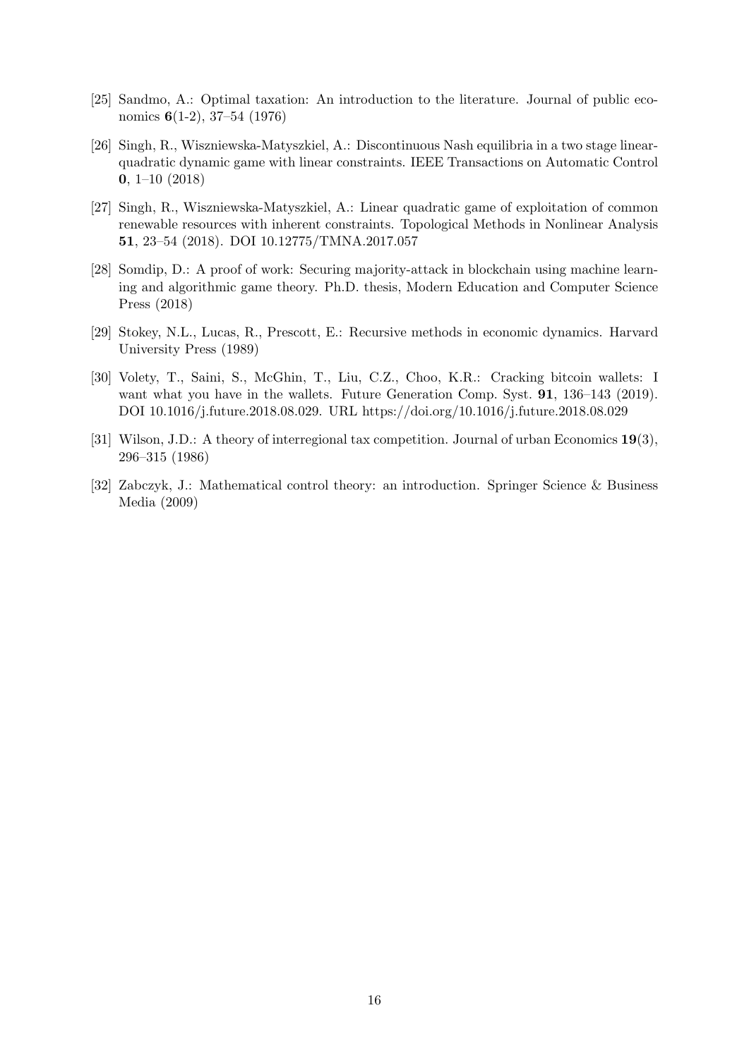[25] Sandmo, A.: Optimal taxation: An introduction to the literature. Journal of public economics **6**(1-2), 37–54 (1976)

[26] Singh, R., Wiszniewska-Matyszkiel, A.: Discontinuous Nash equilibria in a two stage linear-quadratic dynamic game with linear constraints. IEEE Transactions on Automatic Control **0**, 1–10 (2018)

[27] Singh, R., Wiszniewska-Matyszkiel, A.: Linear quadratic game of exploitation of common renewable resources with inherent constraints. Topological Methods in Nonlinear Analysis **51**, 23–54 (2018). DOI 10.12775/TMNA.2017.057

[28] Somdip, D.: A proof of work: Securing majority-attack in blockchain using machine learning and algorithmic game theory. Ph.D. thesis, Modern Education and Computer Science Press (2018)

[29] Stokey, N.L., Lucas, R., Prescott, E.: Recursive methods in economic dynamics. Harvard University Press (1989)

[30] Volety, T., Saini, S., McGhin, T., Liu, C.Z., Choo, K.R.: Cracking bitcoin wallets: I want what you have in the wallets. Future Generation Comp. Syst. **91**, 136–143 (2019). DOI 10.1016/j.future.2018.08.029. URL https://doi.org/10.1016/j.future.2018.08.029

[31] Wilson, J.D.: A theory of interregional tax competition. Journal of urban Economics **19**(3), 296–315 (1986)

[32] Zabczyk, J.: Mathematical control theory: an introduction. Springer Science & Business Media (2009)